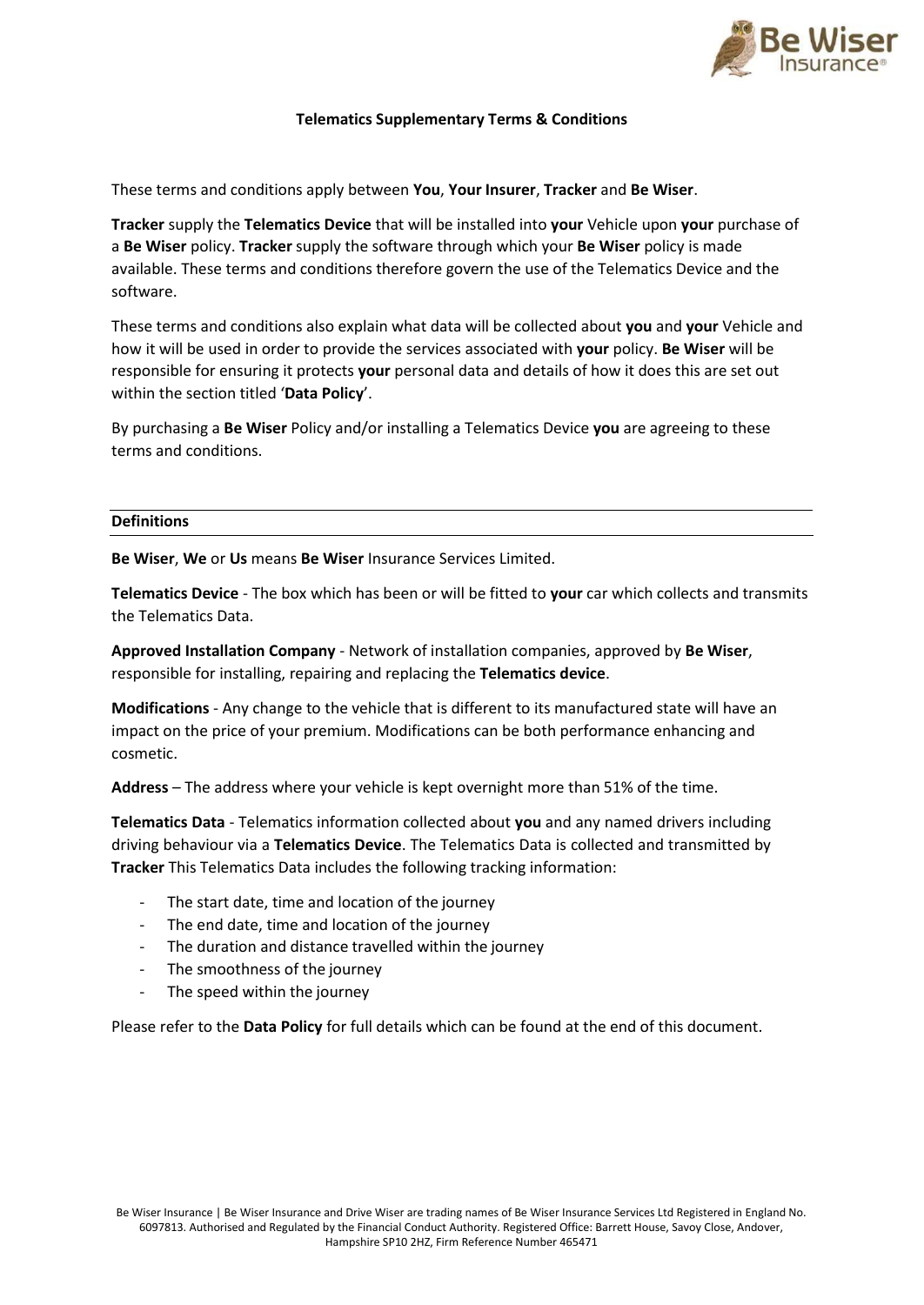## Telematics Supplementary Terms & Conditions

These terms and conditions apply between **You**, **Your Insurer**, **Tracker** and **Be Wiser**.

**Tracker** supply the **Telematics Device** that will be installed into **your** Vehicle upon **your** purchase of a **Be Wiser** policy. **Tracker** supply the software through which your **Be Wiser** policy is made available. These terms and conditions therefore govern the use of the Telematics Device and the software.

These terms and conditions also explain what data will be collected about **you** and **your** Vehicle and how it will be used in order to provide the services associated with **your** policy. **Be Wiser** will be responsible for ensuring it protects **your** personal data and details of how it does this are set out within the section titled '**Data Policy**'.

By purchasing a **Be Wiser** Policy and/or installing a Telematics Device **you** are agreeing to these terms and conditions.

### Definitions

**Be Wiser**, **We** or **Us** means **Be Wiser** Insurance Services Limited.

**Telematics Device** - The box which has been or will be fitted to **your** car which collects and transmits the Telematics Data.

**Approved Installation Company** - Network of installation companies, approved by **Be Wiser**, responsible for installing, repairing and replacing the **Telematics device**.

**Modifications** - Any change to the vehicle that is different to its manufactured state will have an impact on the price of your premium. Modifications can be both performance enhancing and cosmetic.

**Address** – The address where your vehicle is kept overnight more than 51% of the time.

**Telematics Data** - Telematics information collected about **you** and any named drivers including driving behaviour via a **Telematics Device**. The Telematics Data is collected and transmitted by **Tracker** This Telematics Data includes the following tracking information:

- The start date, time and location of the journey
- The end date, time and location of the journey
- The duration and distance travelled within the journey
- The smoothness of the journey
- The speed within the journey

Please refer to the **Data Policy** for full details which can be found at the end of this document.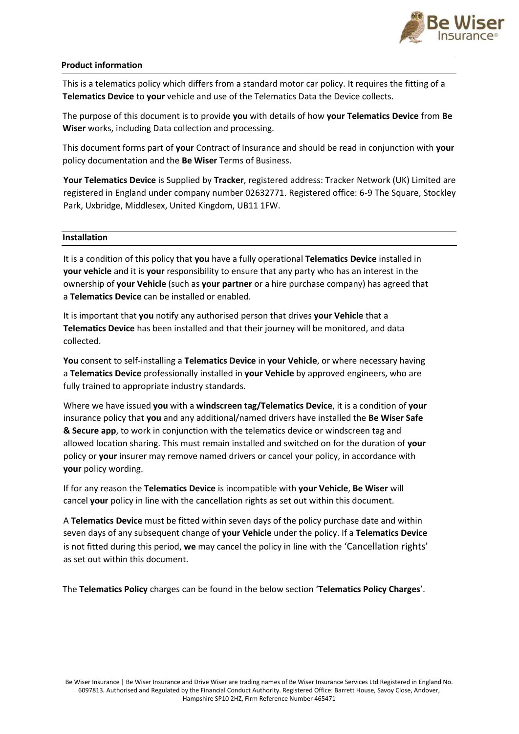## Product information

This is a telematics policy which differs from a standard motor car policy. It requires the fitting of a **Telematics Device** to **your** vehicle and use of the Telematics Data the Device collects.

The purpose of this document is to provide **you** with details of how **your Telematics Device** from **Be Wiser** works, including Data collection and processing.

This document forms part of **your** Contract of Insurance and should be read in conjunction with **your** policy documentation and the **Be Wiser** Terms of Business.

**Your Telematics Device** is Supplied by **Tracker**, registered address: Tracker Network (UK) Limited are registered in England under company number 02632771. Registered office: 6-9 The Square, Stockley Park, Uxbridge, Middlesex, United Kingdom, UB11 1FW.

## Installation

It is a condition of this policy that **you** have a fully operational **Telematics Device** installed in **your vehicle** and it is **your** responsibility to ensure that any party who has an interest in the ownership of **your Vehicle** (such as **your partner** or a hire purchase company) has agreed that a **Telematics Device** can be installed or enabled.

It is important that **you** notify any authorised person that drives **your Vehicle** that a **Telematics Device** has been installed and that their journey will be monitored, and data collected.

**You** consent to self-installing a **Telematics Device** in **your Vehicle**, or where necessary having a **Telematics Device** professionally installed in **your Vehicle** by approved engineers, who are fully trained to appropriate industry standards.

Where we have issued **you** with a **windscreen tag/Telematics Device**, it is a condition of **your** insurance policy that **you** and any additional/named drivers have installed the **Be Wiser Safe & Secure app**, to work in conjunction with the telematics device or windscreen tag and allowed location sharing. This must remain installed and switched on for the duration of **your** policy or **your** insurer may remove named drivers or cancel your policy, in accordance with **your** policy wording.

If for any reason the **Telematics Device** is incompatible with **your Vehicle**, **Be Wiser** will cancel **your** policy in line with the cancellation rights as set out within this document.

A **Telematics Device** must be fitted within seven days of the policy purchase date and within seven days of any subsequent change of **your Vehicle** under the policy. If a **Telematics Device** is not fitted during this period, **we** may cancel the policy in line with the 'Cancellation rights' as set out within this document.

The **Telematics Policy** charges can be found in the below section '**Telematics Policy Charges**'.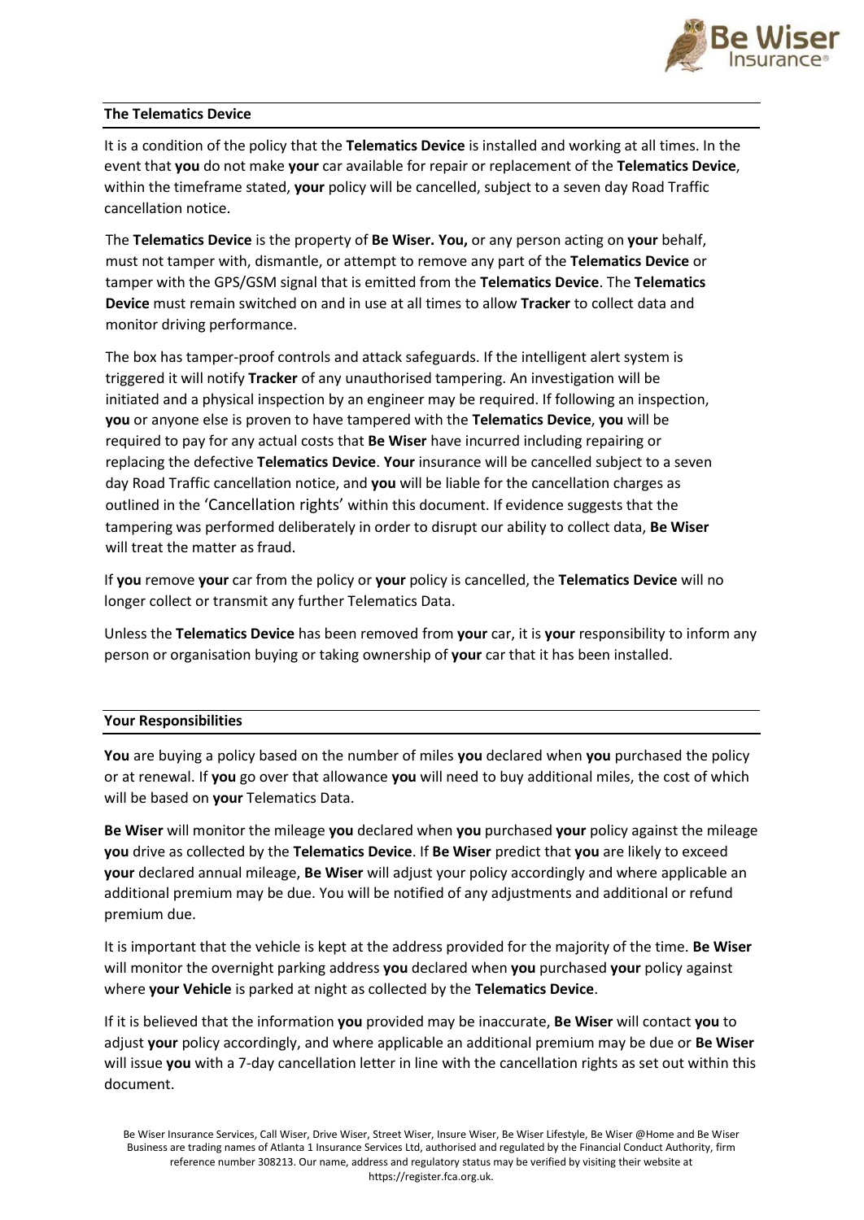## The Telematics Device

It is a condition of the policy that the **Telematics Device** is installed and working at all times. In the event that **you** do not make **your** car available for repair or replacement of the **Telematics Device**, within the timeframe stated, **your** policy will be cancelled, subject to a seven day Road Traffic cancellation notice.

The **Telematics Device** is the property of **Be Wiser. You,** or any person acting on **your** behalf, must not tamper with, dismantle, or attempt to remove any part of the **Telematics Device** or tamper with the GPS/GSM signal that is emitted from the **Telematics Device**. The **Telematics Device** must remain switched on and in use at all times to allow **Tracker** to collect data and monitor driving performance.

The box has tamper-proof controls and attack safeguards. If the intelligent alert system is triggered it will notify **Tracker** of any unauthorised tampering. An investigation will be initiated and a physical inspection by an engineer may be required. If following an inspection, **you** or anyone else is proven to have tampered with the **Telematics Device**, **you** will be required to pay for any actual costs that **Be Wiser** have incurred including repairing or replacing the defective **Telematics Device**. **Your** insurance will be cancelled subject to a seven day Road Traffic cancellation notice, and **you** will be liable for the cancellation charges as outlined in the 'Cancellation rights' within this document. If evidence suggests that the tampering was performed deliberately in order to disrupt our ability to collect data, **Be Wiser** will treat the matter as fraud.

If **you** remove **your** car from the policy or **your** policy is cancelled, the **Telematics Device** will no longer collect or transmit any further Telematics Data.

Unless the **Telematics Device** has been removed from **your** car, it is **your** responsibility to inform any person or organisation buying or taking ownership of **your** car that it has been installed.

## Your Responsibilities

**You** are buying a policy based on the number of miles **you** declared when **you** purchased the policy or at renewal. If **you** go over that allowance **you** will need to buy additional miles, the cost of which will be based on **your** Telematics Data.

**Be Wiser** will monitor the mileage **you** declared when **you** purchased **your** policy against the mileage **you** drive as collected by the **Telematics Device**. If **Be Wiser** predict that **you** are likely to exceed **your** declared annual mileage, **Be Wiser** will adjust your policy accordingly and where applicable an additional premium may be due. You will be notified of any adjustments and additional or refund premium due.

It is important that the vehicle is kept at the address provided for the majority of the time. **Be Wiser** will monitor the overnight parking address **you** declared when **you** purchased **your** policy against where **your Vehicle** is parked at night as collected by the **Telematics Device**.

If it is believed that the information **you** provided may be inaccurate, **Be Wiser** will contact **you** to adjust **your** policy accordingly, and where applicable an additional premium may be due or **Be Wiser** will issue **you** with a 7-day cancellation letter in line with the cancellation rights as set out within this document.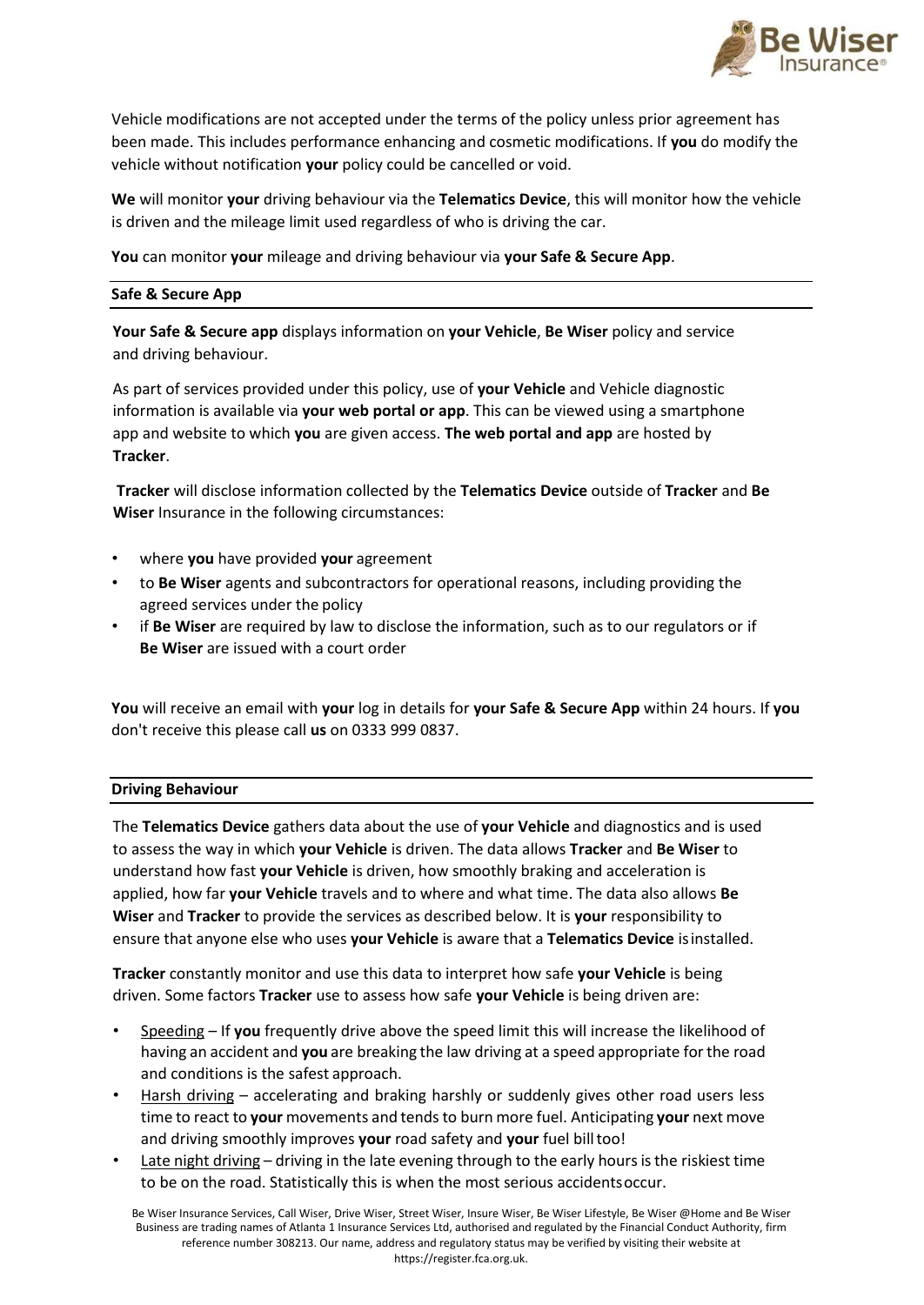Vehicle modifications are not accepted under the terms of the policy unless prior agreement has been made. This includes performance enhancing and cosmetic modifications. If **you** do modify the vehicle without notification **your** policy could be cancelled or void.

**We** will monitor **your** driving behaviour via the **Telematics Device**, this will monitor how the vehicle is driven and the mileage limit used regardless of who is driving the car.

**You** can monitor **your** mileage and driving behaviour via **your Safe & Secure App**.

## Safe & Secure App

**Your Safe & Secure app** displays information on **your Vehicle**, **Be Wiser** policy and service and driving behaviour.

As part of services provided under this policy, use of **your Vehicle** and Vehicle diagnostic information is available via **your web portal or app**. This can be viewed using a smartphone app and website to which **you** are given access. **The web portal and app** are hosted by **Tracker**.

**Tracker** will disclose information collected by the **Telematics Device** outside of **Tracker** and **Be Wiser** Insurance in the following circumstances:

- where **you** have provided **your** agreement
- to **Be Wiser** agents and subcontractors for operational reasons, including providing the agreed services under the policy
- if **Be Wiser** are required by law to disclose the information, such as to our regulators or if **Be Wiser** are issued with a court order

**You** will receive an email with **your** log in details for **your Safe & Secure App** within 24 hours. If **you** don't receive this please call **us** on 0333 999 0837.

## Driving Behaviour

The **Telematics Device** gathers data about the use of **your Vehicle** and diagnostics and is used to assess the way in which **your Vehicle** is driven. The data allows **Tracker** and **Be Wiser** to understand how fast **your Vehicle** is driven, how smoothly braking and acceleration is applied, how far **your Vehicle** travels and to where and what time. The data also allows **Be Wiser** and **Tracker** to provide the services as described below. It is **your** responsibility to ensure that anyone else who uses **your Vehicle** is aware that a **Telematics Device** is installed.

**Tracker** constantly monitor and use this data to interpret how safe **your Vehicle** is being driven. Some factors **Tracker** use to assess how safe **your Vehicle** is being driven are:

- Speeding – If **you** frequently drive above the speed limit this will increase the likelihood of having an accident and **you** are breaking the law driving at a speed appropriate for the road and conditions is the safest approach.
- Harsh driving – accelerating and braking harshly or suddenly gives other road users less time to react to **your** movements and tends to burn more fuel. Anticipating **your** next move and driving smoothly improves **your** road safety and **your** fuel bill too!
- Late night driving – driving in the late evening through to the early hours is the riskiest time to be on the road. Statistically this is when the most serious accidents occur.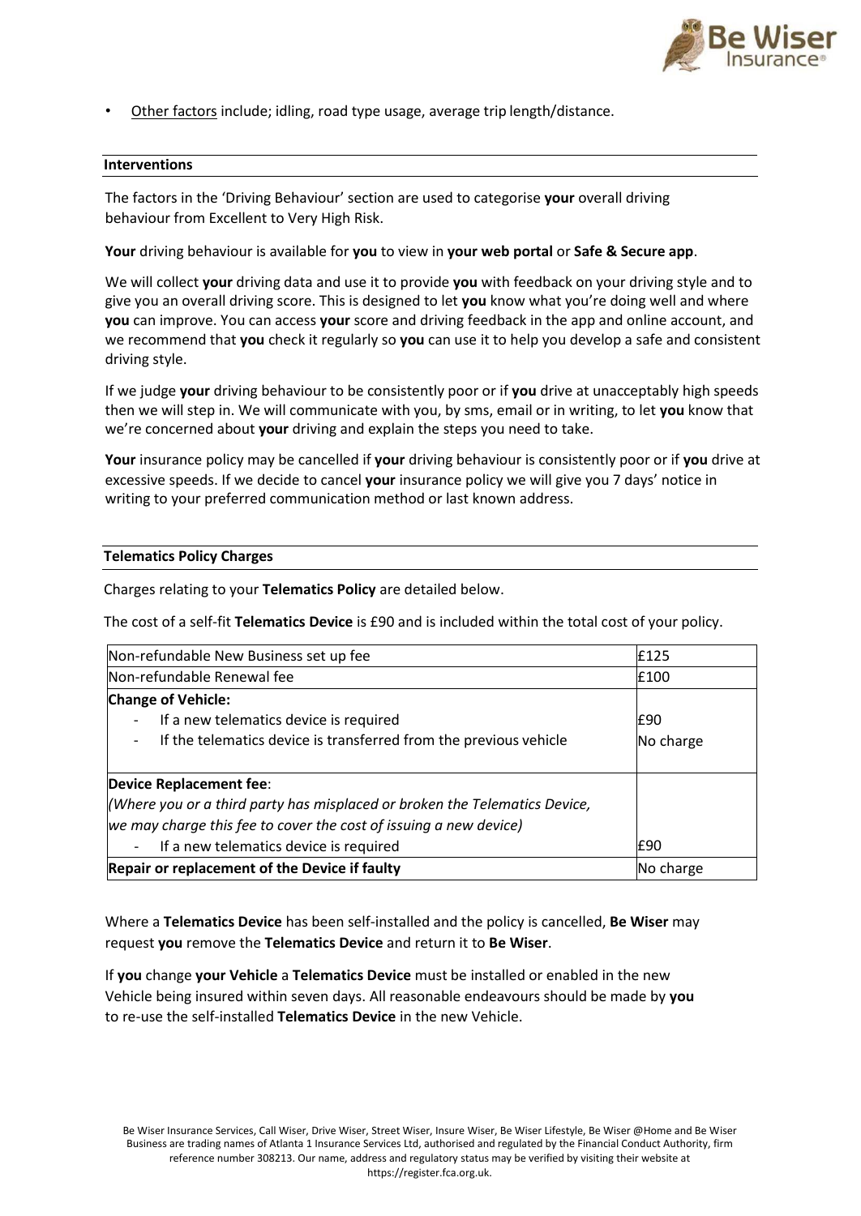- <u>Other factors</u> include; idling, road type usage, average trip length/distance.

## Interventions

The factors in the 'Driving Behaviour' section are used to categorise **your** overall driving behaviour from Excellent to Very High Risk.

**Your** driving behaviour is available for **you** to view in **your web portal** or **Safe & Secure app**.

We will collect **your** driving data and use it to provide **you** with feedback on your driving style and to give you an overall driving score. This is designed to let **you** know what you're doing well and where **you** can improve. You can access **your** score and driving feedback in the app and online account, and we recommend that **you** check it regularly so **you** can use it to help you develop a safe and consistent driving style.

If we judge **your** driving behaviour to be consistently poor or if **you** drive at unacceptably high speeds then we will step in. We will communicate with you, by sms, email or in writing, to let **you** know that we're concerned about **your** driving and explain the steps you need to take.

**Your** insurance policy may be cancelled if **your** driving behaviour is consistently poor or if **you** drive at excessive speeds. If we decide to cancel **your** insurance policy we will give you 7 days' notice in writing to your preferred communication method or last known address.

## Telematics Policy Charges

Charges relating to your **Telematics Policy** are detailed below.

The cost of a self-fit **Telematics Device** is £90 and is included within the total cost of your policy.

| | |
|---|---|
| Non-refundable New Business set up fee | £125 |
| Non-refundable Renewal fee | £100 |
| **Change of Vehicle:** | |
| - If a new telematics device is required | £90 |
| - If the telematics device is transferred from the previous vehicle | No charge |
| **Device Replacement fee**: *(Where you or a third party has misplaced or broken the Telematics Device, we may charge this fee to cover the cost of issuing a new device)* | |
| - If a new telematics device is required | £90 |
| **Repair or replacement of the Device if faulty** | No charge |

Where a **Telematics Device** has been self-installed and the policy is cancelled, **Be Wiser** may request **you** remove the **Telematics Device** and return it to **Be Wiser**.

If **you** change **your Vehicle** a **Telematics Device** must be installed or enabled in the new Vehicle being insured within seven days. All reasonable endeavours should be made by **you** to re-use the self-installed **Telematics Device** in the new Vehicle.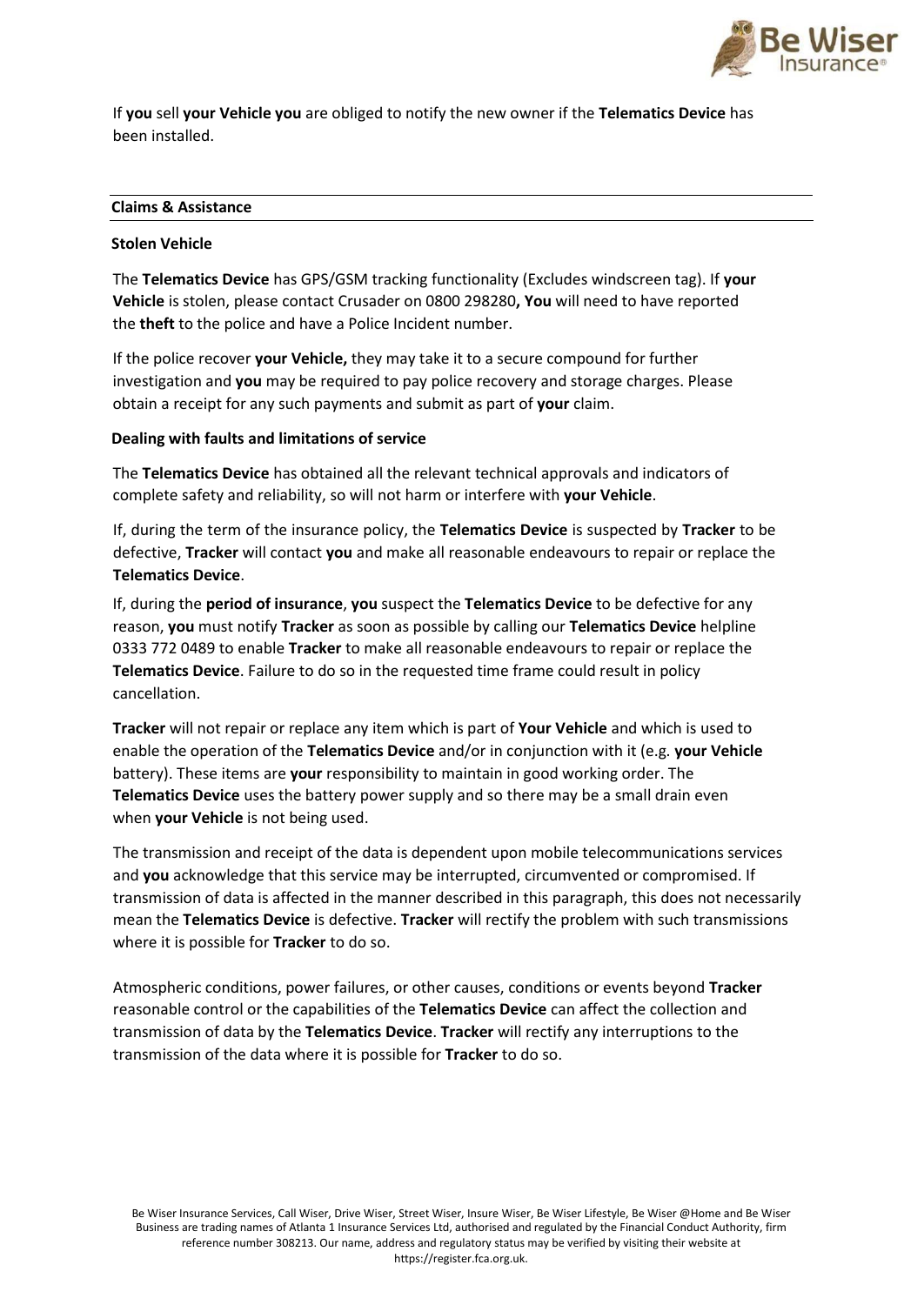If **you** sell **your Vehicle you** are obliged to notify the new owner if the **Telematics Device** has been installed.

## Claims & Assistance

### Stolen Vehicle

The **Telematics Device** has GPS/GSM tracking functionality (Excludes windscreen tag). If **your Vehicle** is stolen, please contact Crusader on 0800 298280**, You** will need to have reported the **theft** to the police and have a Police Incident number.

If the police recover **your Vehicle,** they may take it to a secure compound for further investigation and **you** may be required to pay police recovery and storage charges. Please obtain a receipt for any such payments and submit as part of **your** claim.

### Dealing with faults and limitations of service

The **Telematics Device** has obtained all the relevant technical approvals and indicators of complete safety and reliability, so will not harm or interfere with **your Vehicle**.

If, during the term of the insurance policy, the **Telematics Device** is suspected by **Tracker** to be defective, **Tracker** will contact **you** and make all reasonable endeavours to repair or replace the **Telematics Device**.

If, during the **period of insurance**, **you** suspect the **Telematics Device** to be defective for any reason, **you** must notify **Tracker** as soon as possible by calling our **Telematics Device** helpline 0333 772 0489 to enable **Tracker** to make all reasonable endeavours to repair or replace the **Telematics Device**. Failure to do so in the requested time frame could result in policy cancellation.

**Tracker** will not repair or replace any item which is part of **Your Vehicle** and which is used to enable the operation of the **Telematics Device** and/or in conjunction with it (e.g. **your Vehicle** battery). These items are **your** responsibility to maintain in good working order. The **Telematics Device** uses the battery power supply and so there may be a small drain even when **your Vehicle** is not being used.

The transmission and receipt of the data is dependent upon mobile telecommunications services and **you** acknowledge that this service may be interrupted, circumvented or compromised. If transmission of data is affected in the manner described in this paragraph, this does not necessarily mean the **Telematics Device** is defective. **Tracker** will rectify the problem with such transmissions where it is possible for **Tracker** to do so.

Atmospheric conditions, power failures, or other causes, conditions or events beyond **Tracker** reasonable control or the capabilities of the **Telematics Device** can affect the collection and transmission of data by the **Telematics Device**. **Tracker** will rectify any interruptions to the transmission of the data where it is possible for **Tracker** to do so.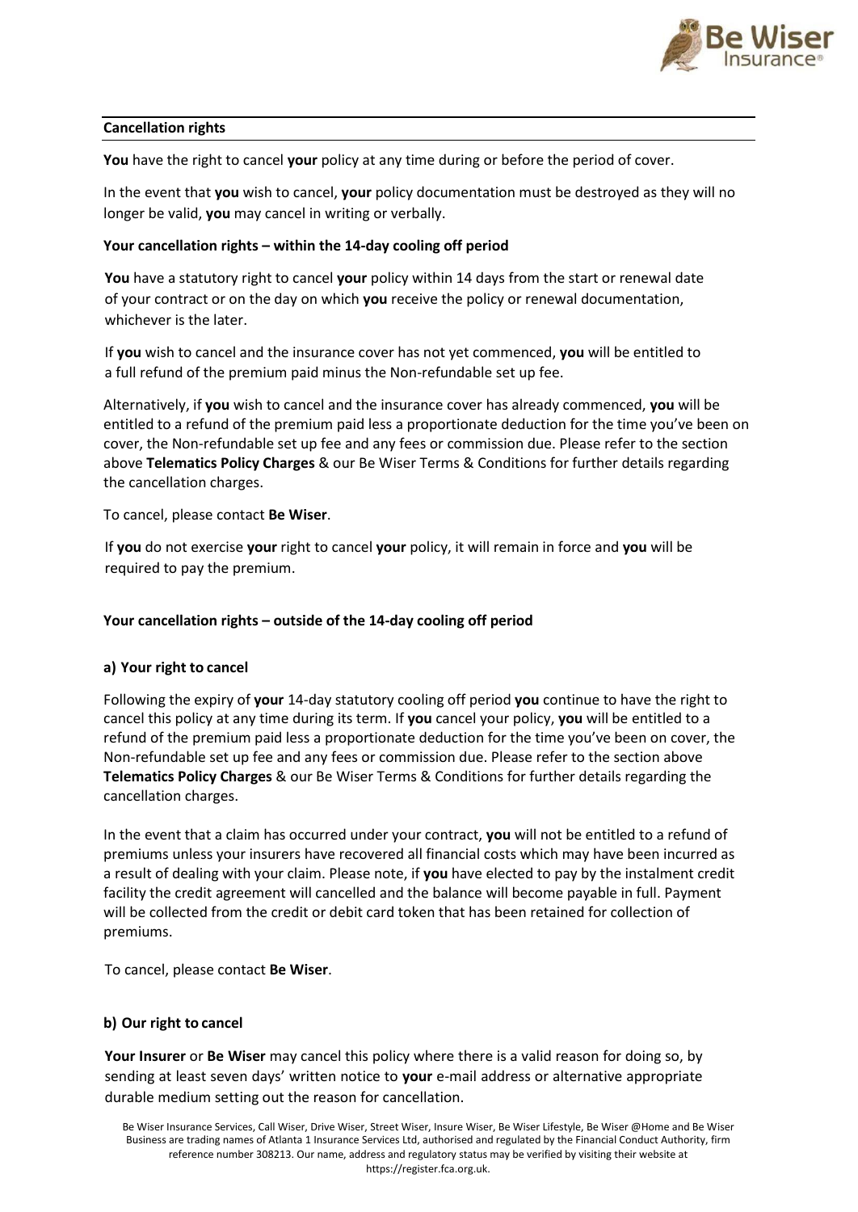## Cancellation rights

**You** have the right to cancel **your** policy at any time during or before the period of cover.

In the event that **you** wish to cancel, **your** policy documentation must be destroyed as they will no longer be valid, **you** may cancel in writing or verbally.

### Your cancellation rights – within the 14-day cooling off period

**You** have a statutory right to cancel **your** policy within 14 days from the start or renewal date of your contract or on the day on which **you** receive the policy or renewal documentation, whichever is the later.

If **you** wish to cancel and the insurance cover has not yet commenced, **you** will be entitled to a full refund of the premium paid minus the Non-refundable set up fee.

Alternatively, if **you** wish to cancel and the insurance cover has already commenced, **you** will be entitled to a refund of the premium paid less a proportionate deduction for the time you've been on cover, the Non-refundable set up fee and any fees or commission due. Please refer to the section above **Telematics Policy Charges** & our Be Wiser Terms & Conditions for further details regarding the cancellation charges.

To cancel, please contact **Be Wiser**.

If **you** do not exercise **your** right to cancel **your** policy, it will remain in force and **you** will be required to pay the premium.

### Your cancellation rights – outside of the 14-day cooling off period

#### a) Your right to cancel

Following the expiry of **your** 14-day statutory cooling off period **you** continue to have the right to cancel this policy at any time during its term. If **you** cancel your policy, **you** will be entitled to a refund of the premium paid less a proportionate deduction for the time you've been on cover, the Non-refundable set up fee and any fees or commission due. Please refer to the section above **Telematics Policy Charges** & our Be Wiser Terms & Conditions for further details regarding the cancellation charges.

In the event that a claim has occurred under your contract, **you** will not be entitled to a refund of premiums unless your insurers have recovered all financial costs which may have been incurred as a result of dealing with your claim. Please note, if **you** have elected to pay by the instalment credit facility the credit agreement will cancelled and the balance will become payable in full. Payment will be collected from the credit or debit card token that has been retained for collection of premiums.

To cancel, please contact **Be Wiser**.

#### b) Our right to cancel

**Your Insurer** or **Be Wiser** may cancel this policy where there is a valid reason for doing so, by sending at least seven days' written notice to **your** e-mail address or alternative appropriate durable medium setting out the reason for cancellation.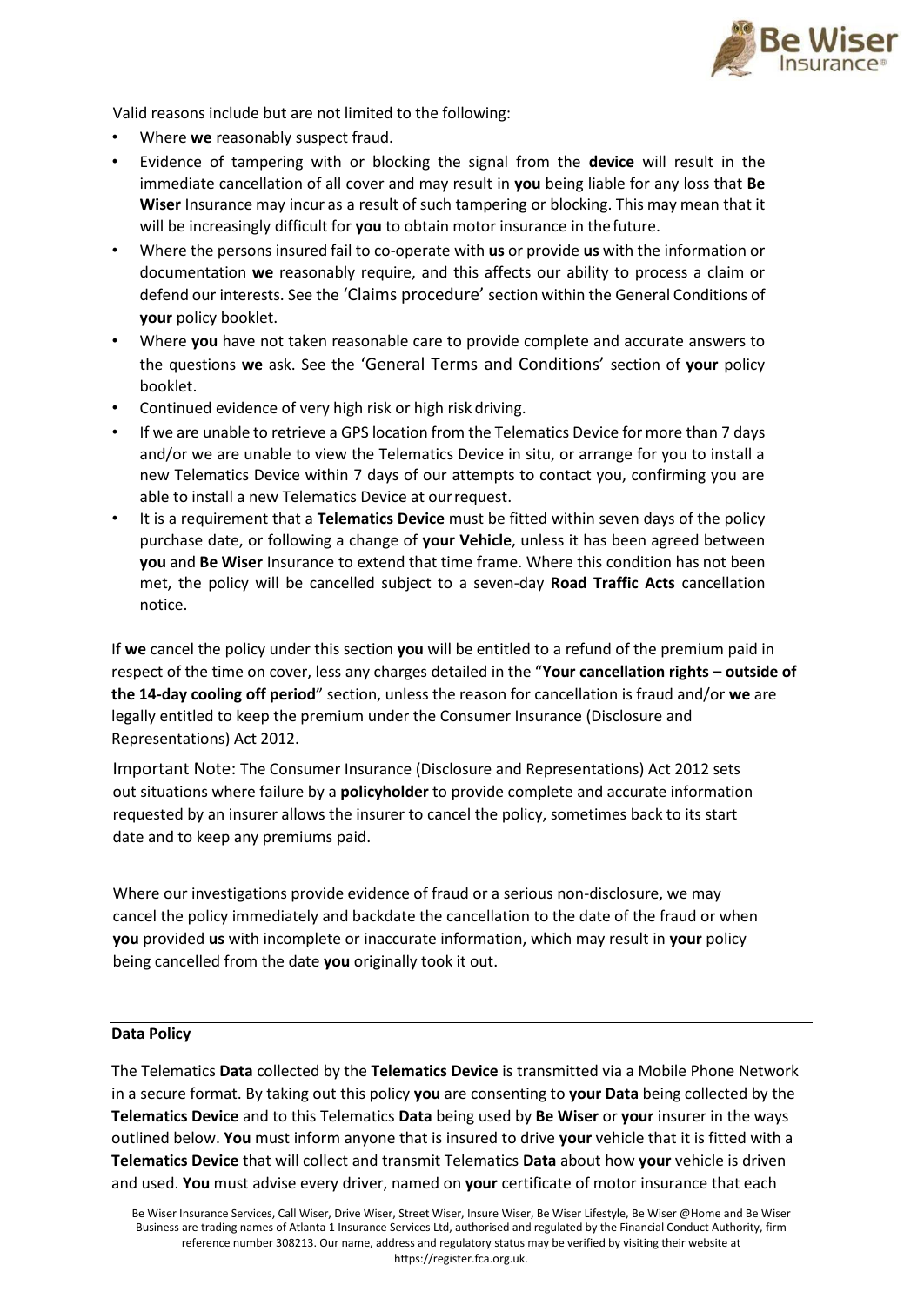Valid reasons include but are not limited to the following:

- Where **we** reasonably suspect fraud.
- Evidence of tampering with or blocking the signal from the **device** will result in the immediate cancellation of all cover and may result in **you** being liable for any loss that **Be Wiser** Insurance may incur as a result of such tampering or blocking. This may mean that it will be increasingly difficult for **you** to obtain motor insurance in the future.
- Where the persons insured fail to co-operate with **us** or provide **us** with the information or documentation **we** reasonably require, and this affects our ability to process a claim or defend our interests. See the 'Claims procedure' section within the General Conditions of **your** policy booklet.
- Where **you** have not taken reasonable care to provide complete and accurate answers to the questions **we** ask. See the 'General Terms and Conditions' section of **your** policy booklet.
- Continued evidence of very high risk or high risk driving.
- If we are unable to retrieve a GPS location from the Telematics Device for more than 7 days and/or we are unable to view the Telematics Device in situ, or arrange for you to install a new Telematics Device within 7 days of our attempts to contact you, confirming you are able to install a new Telematics Device at our request.
- It is a requirement that a **Telematics Device** must be fitted within seven days of the policy purchase date, or following a change of **your Vehicle**, unless it has been agreed between **you** and **Be Wiser** Insurance to extend that time frame. Where this condition has not been met, the policy will be cancelled subject to a seven-day **Road Traffic Acts** cancellation notice.

If **we** cancel the policy under this section **you** will be entitled to a refund of the premium paid in respect of the time on cover, less any charges detailed in the "**Your cancellation rights – outside of the 14-day cooling off period**" section, unless the reason for cancellation is fraud and/or **we** are legally entitled to keep the premium under the Consumer Insurance (Disclosure and Representations) Act 2012.

Important Note: The Consumer Insurance (Disclosure and Representations) Act 2012 sets out situations where failure by a **policyholder** to provide complete and accurate information requested by an insurer allows the insurer to cancel the policy, sometimes back to its start date and to keep any premiums paid.

Where our investigations provide evidence of fraud or a serious non-disclosure, we may cancel the policy immediately and backdate the cancellation to the date of the fraud or when **you** provided **us** with incomplete or inaccurate information, which may result in **your** policy being cancelled from the date **you** originally took it out.

## Data Policy

The Telematics **Data** collected by the **Telematics Device** is transmitted via a Mobile Phone Network in a secure format. By taking out this policy **you** are consenting to **your Data** being collected by the **Telematics Device** and to this Telematics **Data** being used by **Be Wiser** or **your** insurer in the ways outlined below. **You** must inform anyone that is insured to drive **your** vehicle that it is fitted with a **Telematics Device** that will collect and transmit Telematics **Data** about how **your** vehicle is driven and used. **You** must advise every driver, named on **your** certificate of motor insurance that each

Be Wiser Insurance Services, Call Wiser, Drive Wiser, Street Wiser, Insure Wiser, Be Wiser Lifestyle, Be Wiser @Home and Be Wiser Business are trading names of Atlanta 1 Insurance Services Ltd, authorised and regulated by the Financial Conduct Authority, firm reference number 308213. Our name, address and regulatory status may be verified by visiting their website at https://register.fca.org.uk.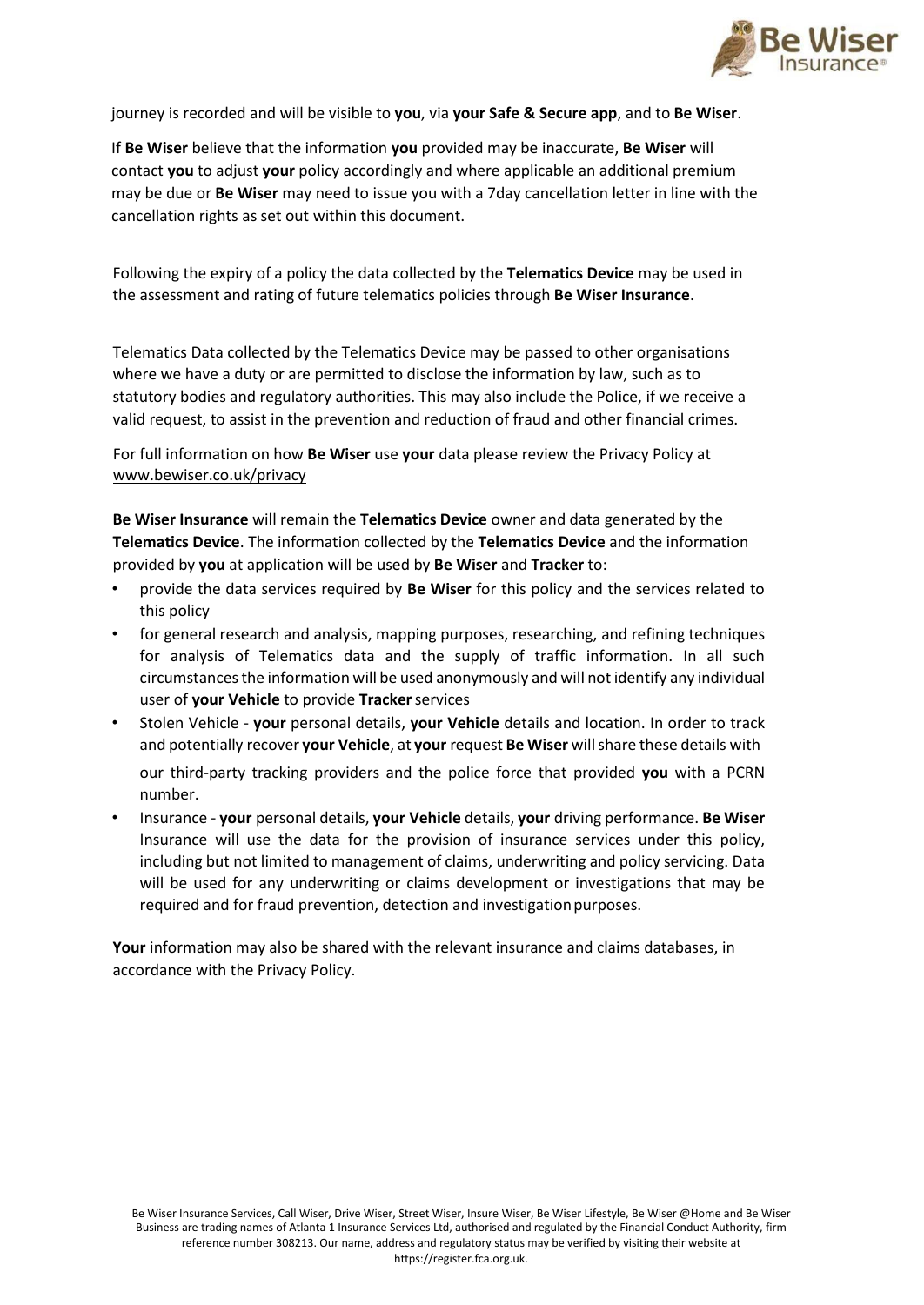journey is recorded and will be visible to **you**, via **your Safe & Secure app**, and to **Be Wiser**.

If **Be Wiser** believe that the information **you** provided may be inaccurate, **Be Wiser** will contact **you** to adjust **your** policy accordingly and where applicable an additional premium may be due or **Be Wiser** may need to issue you with a 7day cancellation letter in line with the cancellation rights as set out within this document.

Following the expiry of a policy the data collected by the **Telematics Device** may be used in the assessment and rating of future telematics policies through **Be Wiser Insurance**.

Telematics Data collected by the Telematics Device may be passed to other organisations where we have a duty or are permitted to disclose the information by law, such as to statutory bodies and regulatory authorities. This may also include the Police, if we receive a valid request, to assist in the prevention and reduction of fraud and other financial crimes.

For full information on how **Be Wiser** use **your** data please review the Privacy Policy at www.bewiser.co.uk/privacy

**Be Wiser Insurance** will remain the **Telematics Device** owner and data generated by the **Telematics Device**. The information collected by the **Telematics Device** and the information provided by **you** at application will be used by **Be Wiser** and **Tracker** to:

- provide the data services required by **Be Wiser** for this policy and the services related to this policy
- for general research and analysis, mapping purposes, researching, and refining techniques for analysis of Telematics data and the supply of traffic information. In all such circumstances the information will be used anonymously and will not identify any individual user of **your Vehicle** to provide **Tracker** services
- Stolen Vehicle - **your** personal details, **your Vehicle** details and location. In order to track and potentially recover **your Vehicle**, at **your** request **Be Wiser** will share these details with our third-party tracking providers and the police force that provided **you** with a PCRN number.
- Insurance - **your** personal details, **your Vehicle** details, **your** driving performance. **Be Wiser** Insurance will use the data for the provision of insurance services under this policy, including but not limited to management of claims, underwriting and policy servicing. Data will be used for any underwriting or claims development or investigations that may be required and for fraud prevention, detection and investigation purposes.

**Your** information may also be shared with the relevant insurance and claims databases, in accordance with the Privacy Policy.